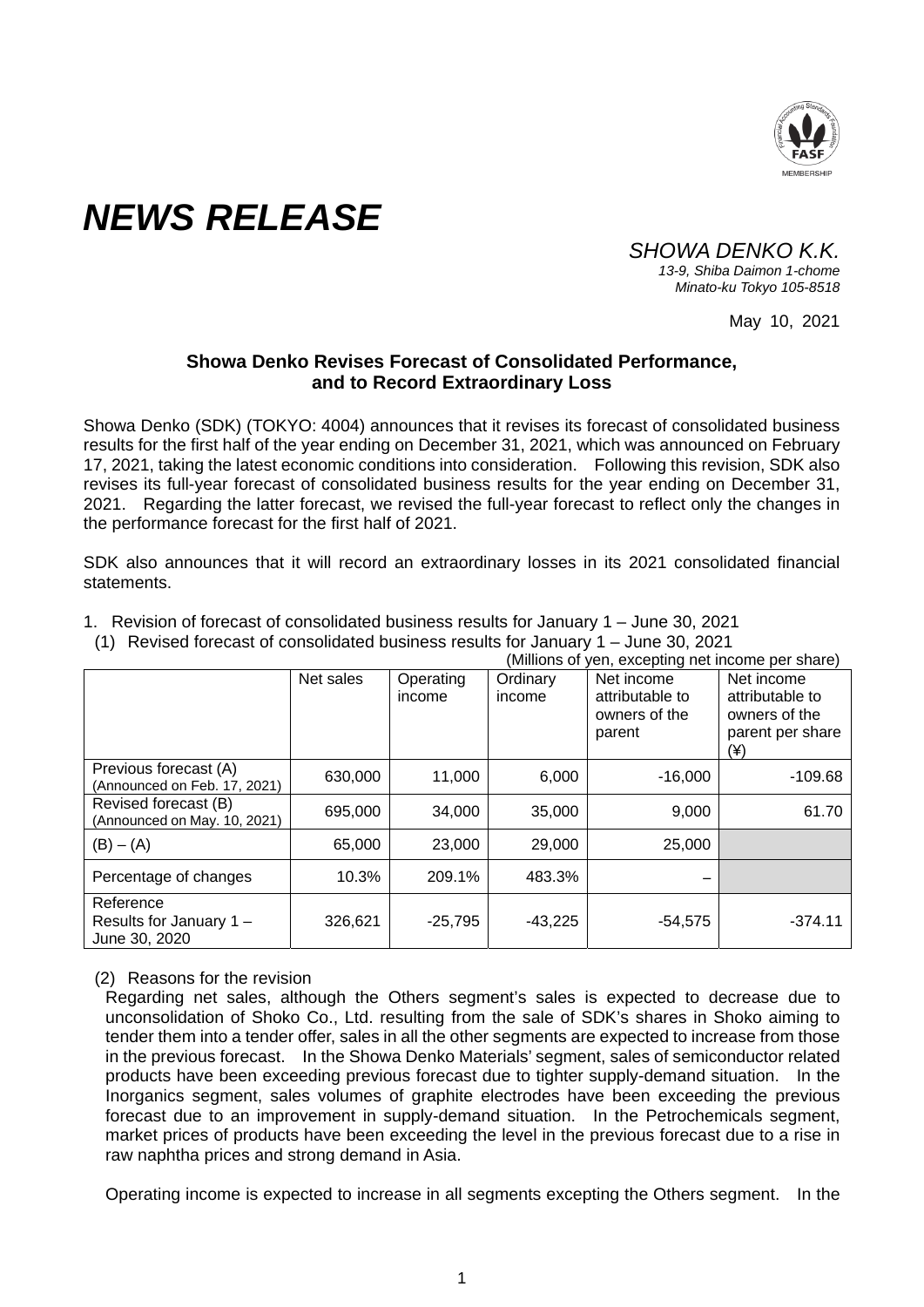# NEWS RELEASE

*SHOWA DENKO K.K.*
*13-9, Shiba Daimon 1-chome*
*Minato-ku Tokyo 105-8518*

May 10, 2021

**Showa Denko Revises Forecast of Consolidated Performance, and to Record Extraordinary Loss**

Showa Denko (SDK) (TOKYO: 4004) announces that it revises its forecast of consolidated business results for the first half of the year ending on December 31, 2021, which was announced on February 17, 2021, taking the latest economic conditions into consideration. Following this revision, SDK also revises its full-year forecast of consolidated business results for the year ending on December 31, 2021. Regarding the latter forecast, we revised the full-year forecast to reflect only the changes in the performance forecast for the first half of 2021.

SDK also announces that it will record an extraordinary losses in its 2021 consolidated financial statements.

1. Revision of forecast of consolidated business results for January 1 – June 30, 2021
   (1) Revised forecast of consolidated business results for January 1 – June 30, 2021

(Millions of yen, excepting net income per share)

| | Net sales | Operating income | Ordinary income | Net income attributable to owners of the parent | Net income attributable to owners of the parent per share (¥) |
|---|---|---|---|---|---|
| Previous forecast (A) (Announced on Feb. 17, 2021) | 630,000 | 11,000 | 6,000 | -16,000 | -109.68 |
| Revised forecast (B) (Announced on May. 10, 2021) | 695,000 | 34,000 | 35,000 | 9,000 | 61.70 |
| (B) – (A) | 65,000 | 23,000 | 29,000 | 25,000 | |
| Percentage of changes | 10.3% | 209.1% | 483.3% | – | |
| Reference Results for January 1 – June 30, 2020 | 326,621 | -25,795 | -43,225 | -54,575 | -374.11 |

(2) Reasons for the revision

Regarding net sales, although the Others segment's sales is expected to decrease due to unconsolidation of Shoko Co., Ltd. resulting from the sale of SDK's shares in Shoko aiming to tender them into a tender offer, sales in all the other segments are expected to increase from those in the previous forecast. In the Showa Denko Materials' segment, sales of semiconductor related products have been exceeding previous forecast due to tighter supply-demand situation. In the Inorganics segment, sales volumes of graphite electrodes have been exceeding the previous forecast due to an improvement in supply-demand situation. In the Petrochemicals segment, market prices of products have been exceeding the level in the previous forecast due to a rise in raw naphtha prices and strong demand in Asia.

Operating income is expected to increase in all segments excepting the Others segment. In the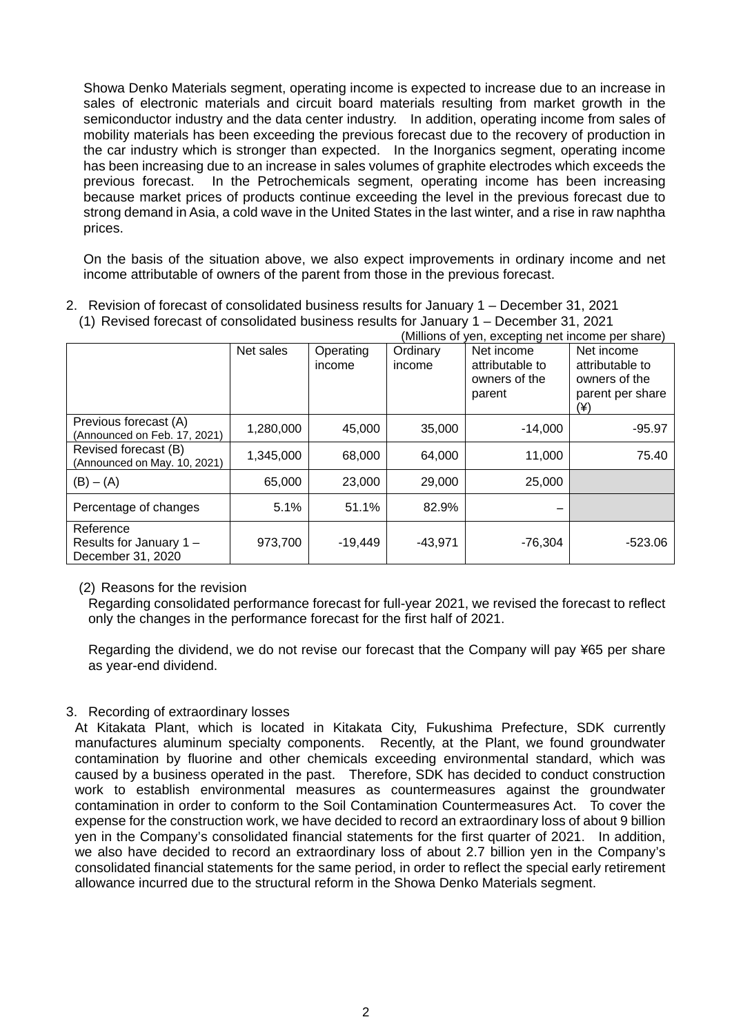Showa Denko Materials segment, operating income is expected to increase due to an increase in sales of electronic materials and circuit board materials resulting from market growth in the semiconductor industry and the data center industry. In addition, operating income from sales of mobility materials has been exceeding the previous forecast due to the recovery of production in the car industry which is stronger than expected. In the Inorganics segment, operating income has been increasing due to an increase in sales volumes of graphite electrodes which exceeds the previous forecast. In the Petrochemicals segment, operating income has been increasing because market prices of products continue exceeding the level in the previous forecast due to strong demand in Asia, a cold wave in the United States in the last winter, and a rise in raw naphtha prices.

On the basis of the situation above, we also expect improvements in ordinary income and net income attributable of owners of the parent from those in the previous forecast.

2. Revision of forecast of consolidated business results for January 1 – December 31, 2021

(1) Revised forecast of consolidated business results for January 1 – December 31, 2021

(Millions of yen, excepting net income per share)

| | Net sales | Operating income | Ordinary income | Net income attributable to owners of the parent | Net income attributable to owners of the parent per share (¥) |
|---|---|---|---|---|---|
| Previous forecast (A) (Announced on Feb. 17, 2021) | 1,280,000 | 45,000 | 35,000 | -14,000 | -95.97 |
| Revised forecast (B) (Announced on May. 10, 2021) | 1,345,000 | 68,000 | 64,000 | 11,000 | 75.40 |
| (B) – (A) | 65,000 | 23,000 | 29,000 | 25,000 | |
| Percentage of changes | 5.1% | 51.1% | 82.9% | – | |
| Reference Results for January 1 – December 31, 2020 | 973,700 | -19,449 | -43,971 | -76,304 | -523.06 |

(2) Reasons for the revision

Regarding consolidated performance forecast for full-year 2021, we revised the forecast to reflect only the changes in the performance forecast for the first half of 2021.

Regarding the dividend, we do not revise our forecast that the Company will pay ¥65 per share as year-end dividend.

3. Recording of extraordinary losses

At Kitakata Plant, which is located in Kitakata City, Fukushima Prefecture, SDK currently manufactures aluminum specialty components. Recently, at the Plant, we found groundwater contamination by fluorine and other chemicals exceeding environmental standard, which was caused by a business operated in the past. Therefore, SDK has decided to conduct construction work to establish environmental measures as countermeasures against the groundwater contamination in order to conform to the Soil Contamination Countermeasures Act. To cover the expense for the construction work, we have decided to record an extraordinary loss of about 9 billion yen in the Company's consolidated financial statements for the first quarter of 2021. In addition, we also have decided to record an extraordinary loss of about 2.7 billion yen in the Company's consolidated financial statements for the same period, in order to reflect the special early retirement allowance incurred due to the structural reform in the Showa Denko Materials segment.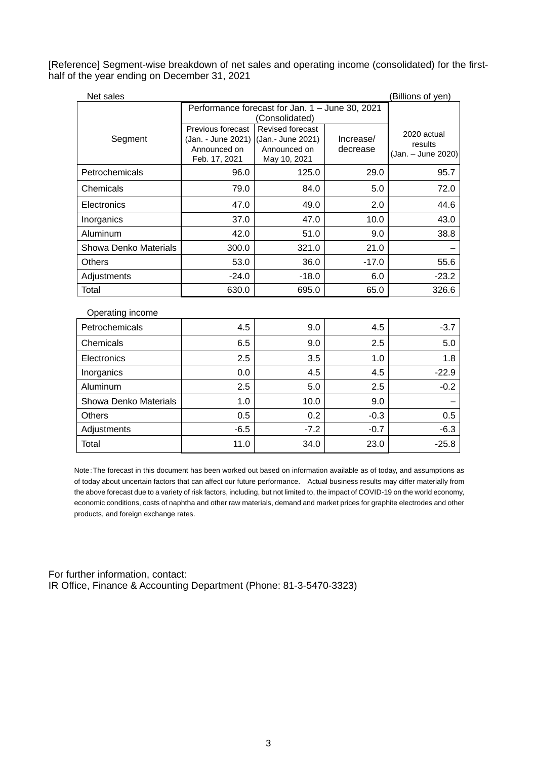[Reference] Segment-wise breakdown of net sales and operating income (consolidated) for the first-half of the year ending on December 31, 2021

Net sales (Billions of yen)

| Segment | Performance forecast for Jan. 1 – June 30, 2021 (Consolidated) | | | 2020 actual results (Jan. – June 2020) |
|---|---|---|---|---|
| | Previous forecast (Jan. - June 2021) Announced on Feb. 17, 2021 | Revised forecast (Jan.- June 2021) Announced on May 10, 2021 | Increase/ decrease | |
| Petrochemicals | 96.0 | 125.0 | 29.0 | 95.7 |
| Chemicals | 79.0 | 84.0 | 5.0 | 72.0 |
| Electronics | 47.0 | 49.0 | 2.0 | 44.6 |
| Inorganics | 37.0 | 47.0 | 10.0 | 43.0 |
| Aluminum | 42.0 | 51.0 | 9.0 | 38.8 |
| Showa Denko Materials | 300.0 | 321.0 | 21.0 | – |
| Others | 53.0 | 36.0 | -17.0 | 55.6 |
| Adjustments | -24.0 | -18.0 | 6.0 | -23.2 |
| Total | 630.0 | 695.0 | 65.0 | 326.6 |

Operating income

| | | | | |
|---|---|---|---|---|
| Petrochemicals | 4.5 | 9.0 | 4.5 | -3.7 |
| Chemicals | 6.5 | 9.0 | 2.5 | 5.0 |
| Electronics | 2.5 | 3.5 | 1.0 | 1.8 |
| Inorganics | 0.0 | 4.5 | 4.5 | -22.9 |
| Aluminum | 2.5 | 5.0 | 2.5 | -0.2 |
| Showa Denko Materials | 1.0 | 10.0 | 9.0 | – |
| Others | 0.5 | 0.2 | -0.3 | 0.5 |
| Adjustments | -6.5 | -7.2 | -0.7 | -6.3 |
| Total | 11.0 | 34.0 | 23.0 | -25.8 |

Note：The forecast in this document has been worked out based on information available as of today, and assumptions as of today about uncertain factors that can affect our future performance. Actual business results may differ materially from the above forecast due to a variety of risk factors, including, but not limited to, the impact of COVID-19 on the world economy, economic conditions, costs of naphtha and other raw materials, demand and market prices for graphite electrodes and other products, and foreign exchange rates.

For further information, contact:
IR Office, Finance & Accounting Department (Phone: 81-3-5470-3323)